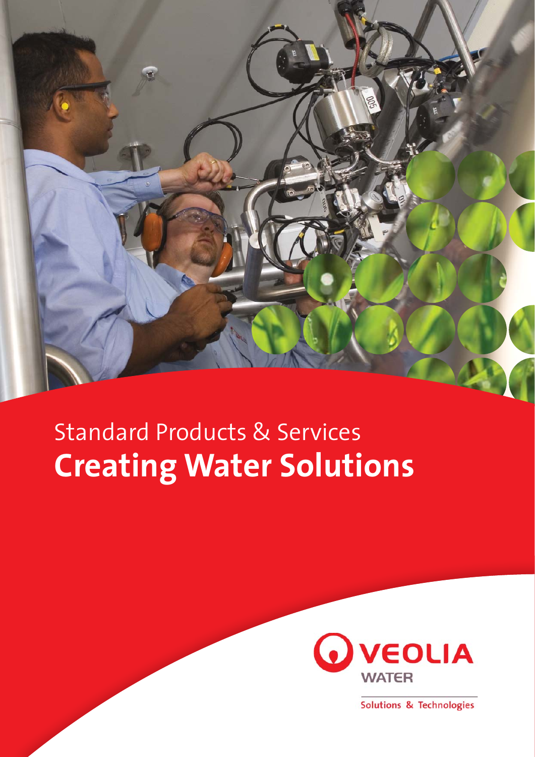Standard Products & Services

# Creating Water Solutions

VEOLIA WATER

Solutions & Technologies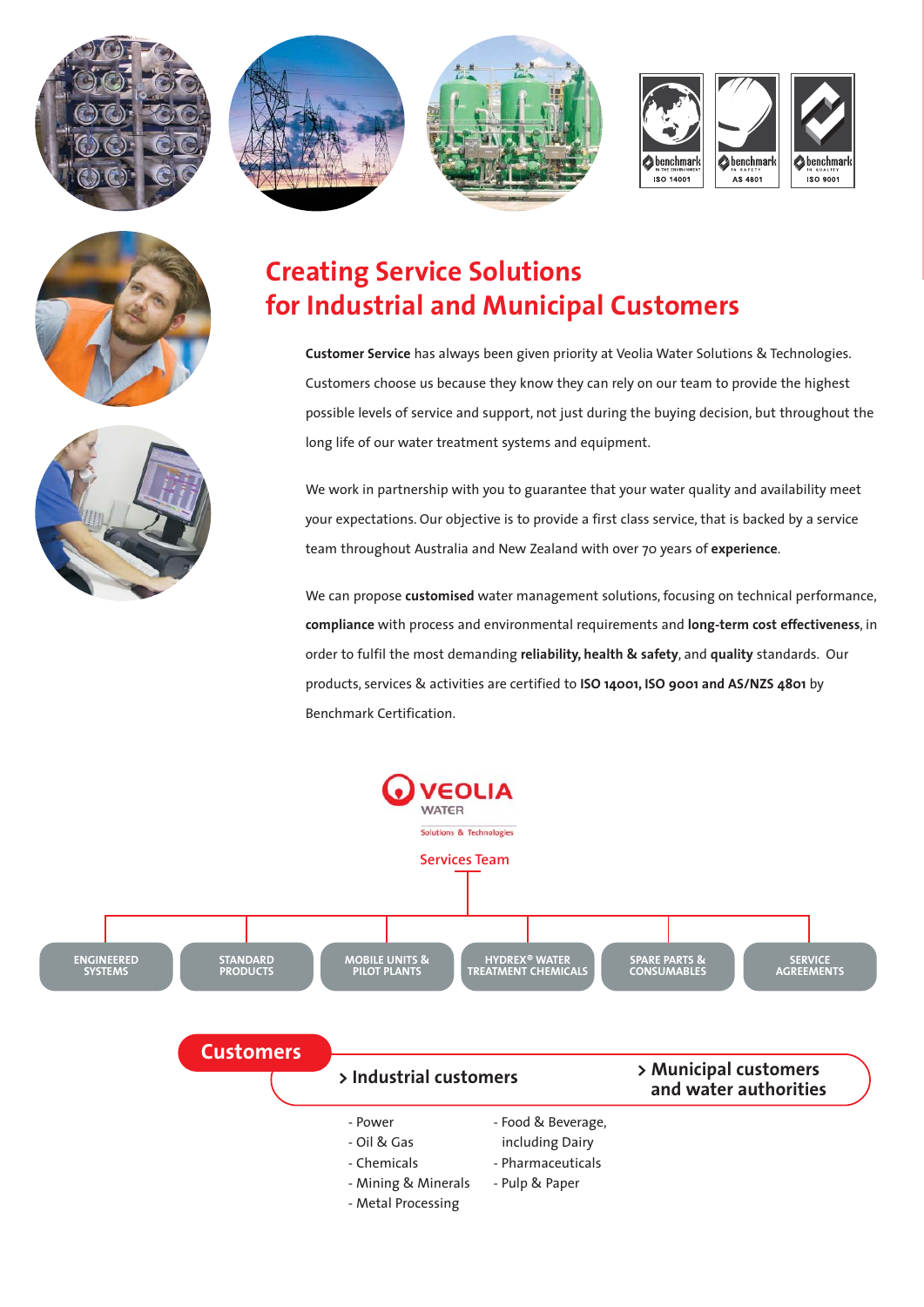# Creating Service Solutions for Industrial and Municipal Customers

**Customer Service** has always been given priority at Veolia Water Solutions & Technologies. Customers choose us because they know they can rely on our team to provide the highest possible levels of service and support, not just during the buying decision, but throughout the long life of our water treatment systems and equipment.

We work in partnership with you to guarantee that your water quality and availability meet your expectations. Our objective is to provide a first class service, that is backed by a service team throughout Australia and New Zealand with over 70 years of **experience**.

We can propose **customised** water management solutions, focusing on technical performance, **compliance** with process and environmental requirements and **long-term cost effectiveness**, in order to fulfil the most demanding **reliability, health & safety**, and **quality** standards. Our products, services & activities are certified to **ISO 14001, ISO 9001 and AS/NZS 4801** by Benchmark Certification.

VEOLIA WATER
Solutions & Technologies

Services Team

- ENGINEERED SYSTEMS
- STANDARD PRODUCTS
- MOBILE UNITS & PILOT PLANTS
- HYDREX® WATER TREATMENT CHEMICALS
- SPARE PARTS & CONSUMABLES
- SERVICE AGREEMENTS

## Customers

### > Industrial customers

- Power
- Oil & Gas
- Chemicals
- Mining & Minerals
- Metal Processing
- Food & Beverage, including Dairy
- Pharmaceuticals
- Pulp & Paper

### > Municipal customers and water authorities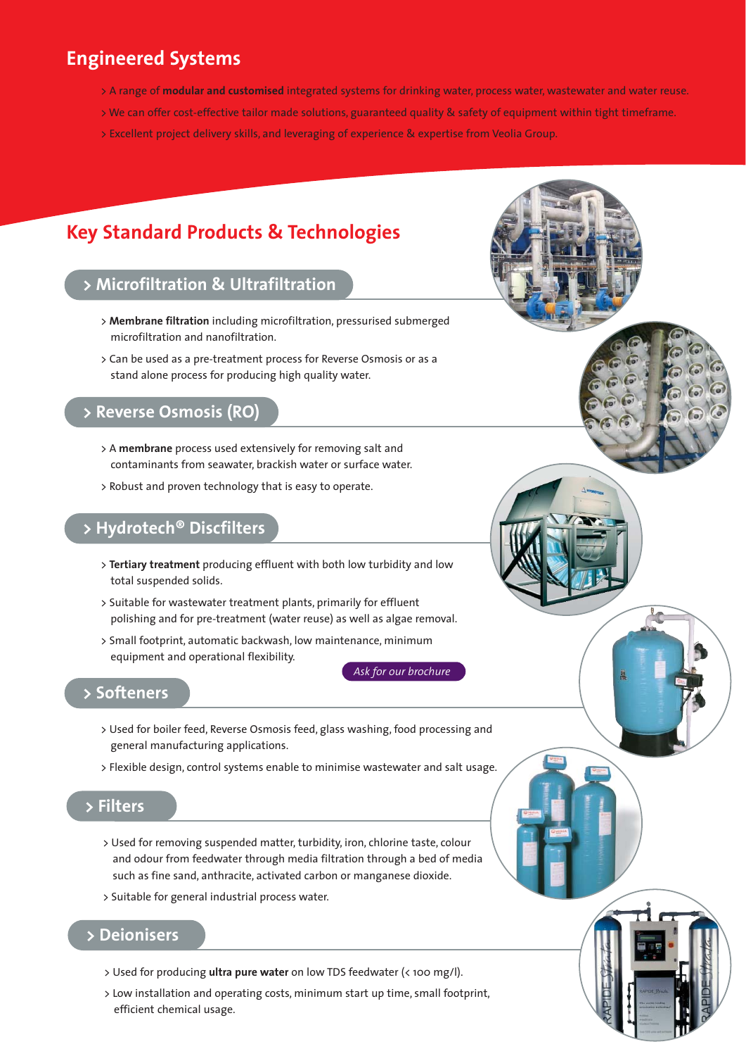# Engineered Systems

- A range of **modular and customised** integrated systems for drinking water, process water, wastewater and water reuse.
- We can offer cost-effective tailor made solutions, guaranteed quality & safety of equipment within tight timeframe.
- Excellent project delivery skills, and leveraging of experience & expertise from Veolia Group.

# Key Standard Products & Technologies

## Microfiltration & Ultrafiltration

- **Membrane filtration** including microfiltration, pressurised submerged microfiltration and nanofiltration.
- Can be used as a pre-treatment process for Reverse Osmosis or as a stand alone process for producing high quality water.

## Reverse Osmosis (RO)

- A **membrane** process used extensively for removing salt and contaminants from seawater, brackish water or surface water.
- Robust and proven technology that is easy to operate.

## Hydrotech® Discfilters

- **Tertiary treatment** producing effluent with both low turbidity and low total suspended solids.
- Suitable for wastewater treatment plants, primarily for effluent polishing and for pre-treatment (water reuse) as well as algae removal.
- Small footprint, automatic backwash, low maintenance, minimum equipment and operational flexibility.

*Ask for our brochure*

## Softeners

- Used for boiler feed, Reverse Osmosis feed, glass washing, food processing and general manufacturing applications.
- Flexible design, control systems enable to minimise wastewater and salt usage.

## Filters

- Used for removing suspended matter, turbidity, iron, chlorine taste, colour and odour from feedwater through media filtration through a bed of media such as fine sand, anthracite, activated carbon or manganese dioxide.
- Suitable for general industrial process water.

## Deionisers

- Used for producing **ultra pure water** on low TDS feedwater (< 100 mg/l).
- Low installation and operating costs, minimum start up time, small footprint, efficient chemical usage.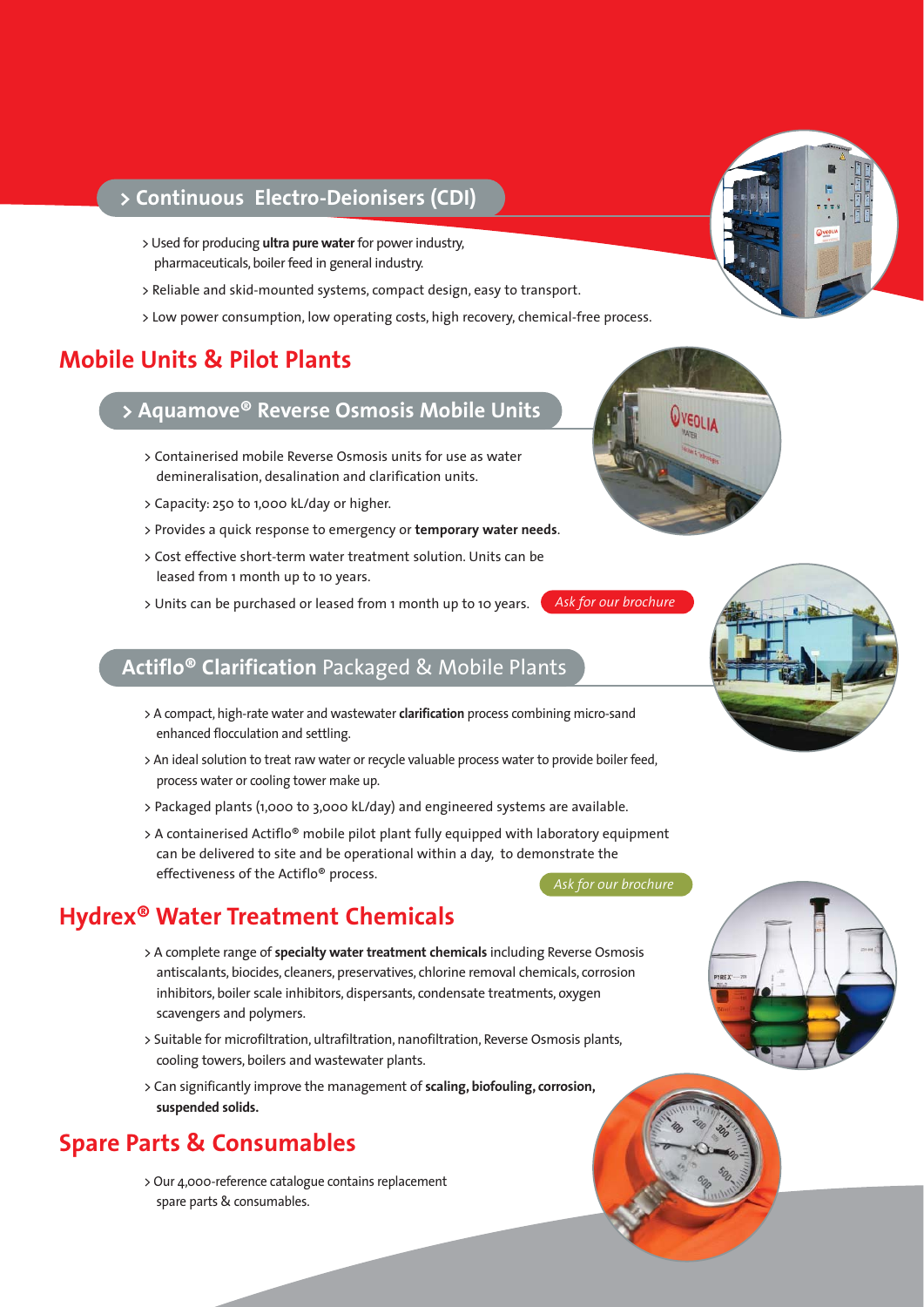### > Continuous Electro-Deionisers (CDI)

- Used for producing **ultra pure water** for power industry, pharmaceuticals, boiler feed in general industry.
- Reliable and skid-mounted systems, compact design, easy to transport.
- Low power consumption, low operating costs, high recovery, chemical-free process.

## Mobile Units & Pilot Plants

### > Aquamove® Reverse Osmosis Mobile Units

- Containerised mobile Reverse Osmosis units for use as water demineralisation, desalination and clarification units.
- Capacity: 250 to 1,000 kL/day or higher.
- Provides a quick response to emergency or **temporary water needs**.
- Cost effective short-term water treatment solution. Units can be leased from 1 month up to 10 years.
- Units can be purchased or leased from 1 month up to 10 years.

*Ask for our brochure*

### Actiflo® Clarification Packaged & Mobile Plants

- A compact, high-rate water and wastewater **clarification** process combining micro-sand enhanced flocculation and settling.
- An ideal solution to treat raw water or recycle valuable process water to provide boiler feed, process water or cooling tower make up.
- Packaged plants (1,000 to 3,000 kL/day) and engineered systems are available.
- A containerised Actiflo® mobile pilot plant fully equipped with laboratory equipment can be delivered to site and be operational within a day, to demonstrate the effectiveness of the Actiflo® process.

*Ask for our brochure*

## Hydrex® Water Treatment Chemicals

- A complete range of **specialty water treatment chemicals** including Reverse Osmosis antiscalants, biocides, cleaners, preservatives, chlorine removal chemicals, corrosion inhibitors, boiler scale inhibitors, dispersants, condensate treatments, oxygen scavengers and polymers.
- Suitable for microfiltration, ultrafiltration, nanofiltration, Reverse Osmosis plants, cooling towers, boilers and wastewater plants.
- Can significantly improve the management of **scaling, biofouling, corrosion, suspended solids.**

## Spare Parts & Consumables

- Our 4,000-reference catalogue contains replacement spare parts & consumables.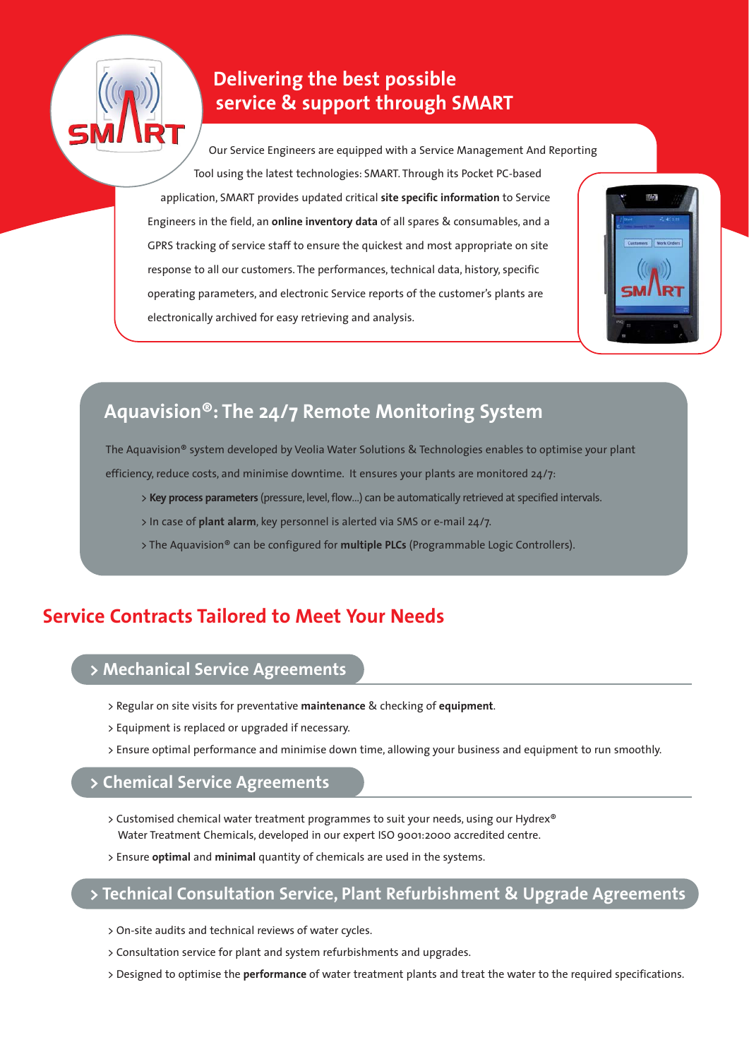## Delivering the best possible service & support through SMART

Our Service Engineers are equipped with a Service Management And Reporting Tool using the latest technologies: SMART. Through its Pocket PC-based application, SMART provides updated critical **site specific information** to Service Engineers in the field, an **online inventory data** of all spares & consumables, and a GPRS tracking of service staff to ensure the quickest and most appropriate on site response to all our customers. The performances, technical data, history, specific operating parameters, and electronic Service reports of the customer's plants are electronically archived for easy retrieving and analysis.

## Aquavision®: The 24/7 Remote Monitoring System

The Aquavision® system developed by Veolia Water Solutions & Technologies enables to optimise your plant efficiency, reduce costs, and minimise downtime. It ensures your plants are monitored 24/7:

> **Key process parameters** (pressure, level, flow...) can be automatically retrieved at specified intervals.

> In case of **plant alarm**, key personnel is alerted via SMS or e-mail 24/7.

> The Aquavision® can be configured for **multiple PLCs** (Programmable Logic Controllers).

## Service Contracts Tailored to Meet Your Needs

### > Mechanical Service Agreements

> Regular on site visits for preventative **maintenance** & checking of **equipment**.

> Equipment is replaced or upgraded if necessary.

> Ensure optimal performance and minimise down time, allowing your business and equipment to run smoothly.

### > Chemical Service Agreements

> Customised chemical water treatment programmes to suit your needs, using our Hydrex® Water Treatment Chemicals, developed in our expert ISO 9001:2000 accredited centre.

> Ensure **optimal** and **minimal** quantity of chemicals are used in the systems.

### > Technical Consultation Service, Plant Refurbishment & Upgrade Agreements

> On-site audits and technical reviews of water cycles.

> Consultation service for plant and system refurbishments and upgrades.

> Designed to optimise the **performance** of water treatment plants and treat the water to the required specifications.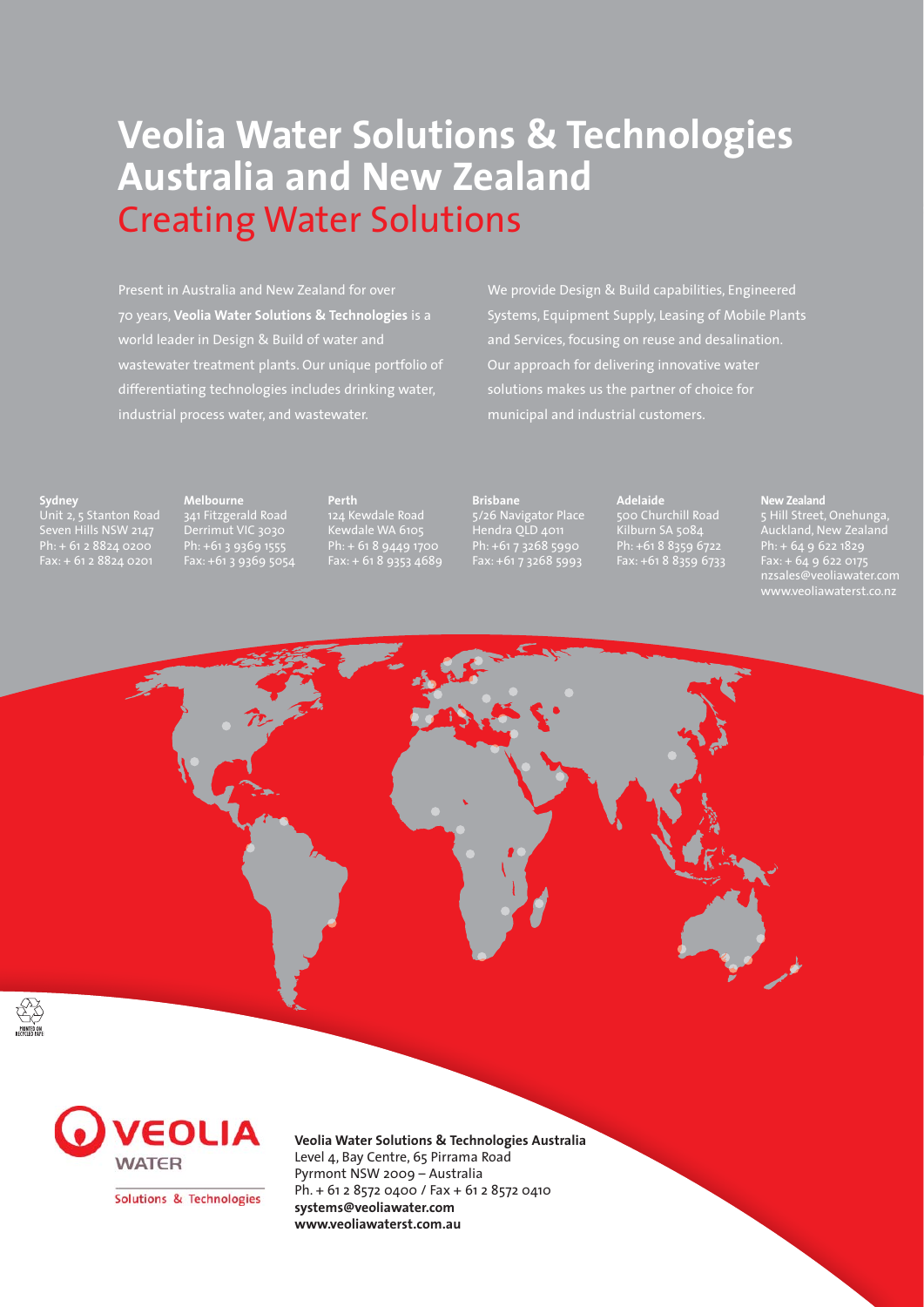# Veolia Water Solutions & Technologies Australia and New Zealand

## Creating Water Solutions

Present in Australia and New Zealand for over 70 years, **Veolia Water Solutions & Technologies** is a world leader in Design & Build of water and wastewater treatment plants. Our unique portfolio of differentiating technologies includes drinking water, industrial process water, and wastewater.

We provide Design & Build capabilities, Engineered Systems, Equipment Supply, Leasing of Mobile Plants and Services, focusing on reuse and desalination. Our approach for delivering innovative water solutions makes us the partner of choice for municipal and industrial customers.

**Sydney**
Unit 2, 5 Stanton Road
Seven Hills NSW 2147
Ph: + 61 2 8824 0200
Fax: + 61 2 8824 0201

**Melbourne**
341 Fitzgerald Road
Derrimut VIC 3030
Ph: +61 3 9369 1555
Fax: +61 3 9369 5054

**Perth**
124 Kewdale Road
Kewdale WA 6105
Ph: + 61 8 9449 1700
Fax: + 61 8 9353 4689

**Brisbane**
5/26 Navigator Place
Hendra QLD 4011
Ph: +61 7 3268 5990
Fax: +61 7 3268 5993

**Adelaide**
500 Churchill Road
Kilburn SA 5084
Ph: +61 8 8359 6722
Fax: +61 8 8359 6733

**New Zealand**
5 Hill Street, Onehunga,
Auckland, New Zealand
Ph: + 64 9 622 1829
Fax: + 64 9 622 0175
nzsales@veoliawater.com
www.veoliawaterst.co.nz

PRINTED ON RECYCLED PAPER

VEOLIA WATER
Solutions & Technologies

**Veolia Water Solutions & Technologies Australia**
Level 4, Bay Centre, 65 Pirrama Road
Pyrmont NSW 2009 – Australia
Ph. + 61 2 8572 0400 / Fax + 61 2 8572 0410
**systems@veoliawater.com**
**www.veoliawaterst.com.au**